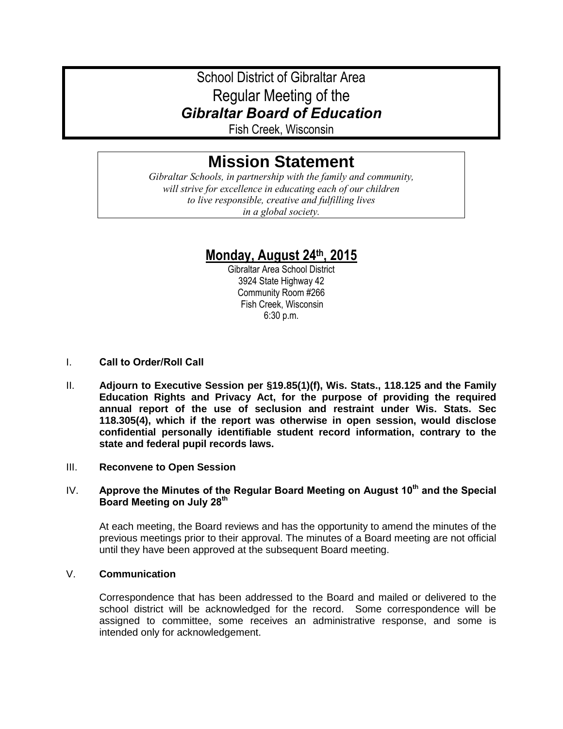# School District of Gibraltar Area
# Regular Meeting of the
# ***Gibraltar Board of Education***

Fish Creek, Wisconsin

## Mission Statement

*Gibraltar Schools, in partnership with the family and community, will strive for excellence in educating each of our children to live responsible, creative and fulfilling lives in a global society.*

## Monday, August 24th, 2015

Gibraltar Area School District
3924 State Highway 42
Community Room #266
Fish Creek, Wisconsin
6:30 p.m.

I. **Call to Order/Roll Call**

II. **Adjourn to Executive Session per §19.85(1)(f), Wis. Stats., 118.125 and the Family Education Rights and Privacy Act, for the purpose of providing the required annual report of the use of seclusion and restraint under Wis. Stats. Sec 118.305(4), which if the report was otherwise in open session, would disclose confidential personally identifiable student record information, contrary to the state and federal pupil records laws.**

III. **Reconvene to Open Session**

IV. **Approve the Minutes of the Regular Board Meeting on August 10th and the Special Board Meeting on July 28th**

At each meeting, the Board reviews and has the opportunity to amend the minutes of the previous meetings prior to their approval. The minutes of a Board meeting are not official until they have been approved at the subsequent Board meeting.

V. **Communication**

Correspondence that has been addressed to the Board and mailed or delivered to the school district will be acknowledged for the record. Some correspondence will be assigned to committee, some receives an administrative response, and some is intended only for acknowledgement.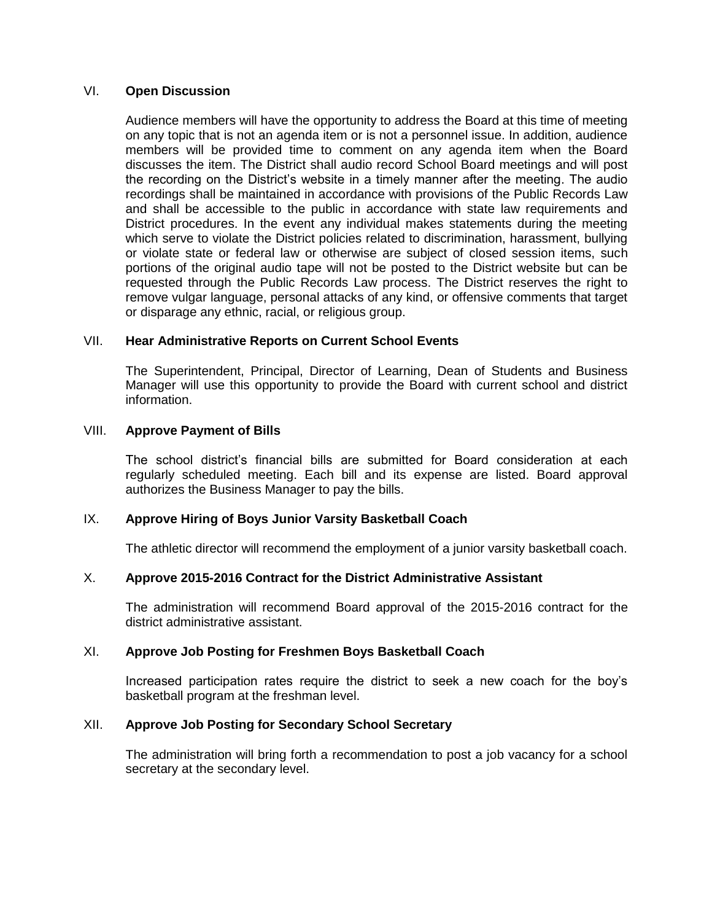## VI. **Open Discussion**

Audience members will have the opportunity to address the Board at this time of meeting on any topic that is not an agenda item or is not a personnel issue. In addition, audience members will be provided time to comment on any agenda item when the Board discusses the item. The District shall audio record School Board meetings and will post the recording on the District's website in a timely manner after the meeting. The audio recordings shall be maintained in accordance with provisions of the Public Records Law and shall be accessible to the public in accordance with state law requirements and District procedures. In the event any individual makes statements during the meeting which serve to violate the District policies related to discrimination, harassment, bullying or violate state or federal law or otherwise are subject of closed session items, such portions of the original audio tape will not be posted to the District website but can be requested through the Public Records Law process. The District reserves the right to remove vulgar language, personal attacks of any kind, or offensive comments that target or disparage any ethnic, racial, or religious group.

## VII. **Hear Administrative Reports on Current School Events**

The Superintendent, Principal, Director of Learning, Dean of Students and Business Manager will use this opportunity to provide the Board with current school and district information.

## VIII. **Approve Payment of Bills**

The school district's financial bills are submitted for Board consideration at each regularly scheduled meeting. Each bill and its expense are listed. Board approval authorizes the Business Manager to pay the bills.

## IX. **Approve Hiring of Boys Junior Varsity Basketball Coach**

The athletic director will recommend the employment of a junior varsity basketball coach.

## X. **Approve 2015-2016 Contract for the District Administrative Assistant**

The administration will recommend Board approval of the 2015-2016 contract for the district administrative assistant.

## XI. **Approve Job Posting for Freshmen Boys Basketball Coach**

Increased participation rates require the district to seek a new coach for the boy's basketball program at the freshman level.

## XII. **Approve Job Posting for Secondary School Secretary**

The administration will bring forth a recommendation to post a job vacancy for a school secretary at the secondary level.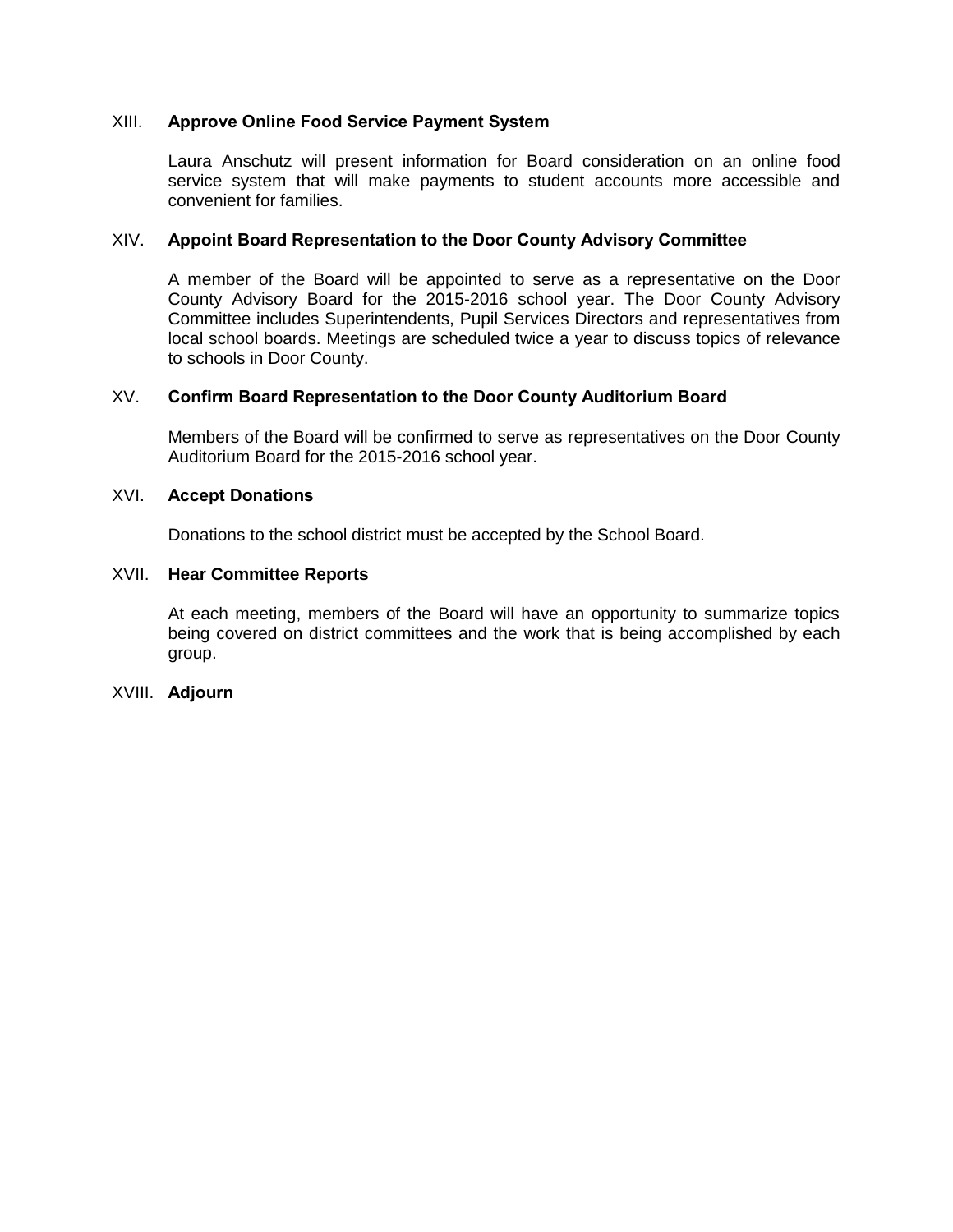XIII. **Approve Online Food Service Payment System**

Laura Anschutz will present information for Board consideration on an online food service system that will make payments to student accounts more accessible and convenient for families.

XIV. **Appoint Board Representation to the Door County Advisory Committee**

A member of the Board will be appointed to serve as a representative on the Door County Advisory Board for the 2015-2016 school year. The Door County Advisory Committee includes Superintendents, Pupil Services Directors and representatives from local school boards. Meetings are scheduled twice a year to discuss topics of relevance to schools in Door County.

XV. **Confirm Board Representation to the Door County Auditorium Board**

Members of the Board will be confirmed to serve as representatives on the Door County Auditorium Board for the 2015-2016 school year.

XVI. **Accept Donations**

Donations to the school district must be accepted by the School Board.

XVII. **Hear Committee Reports**

At each meeting, members of the Board will have an opportunity to summarize topics being covered on district committees and the work that is being accomplished by each group.

XVIII. **Adjourn**